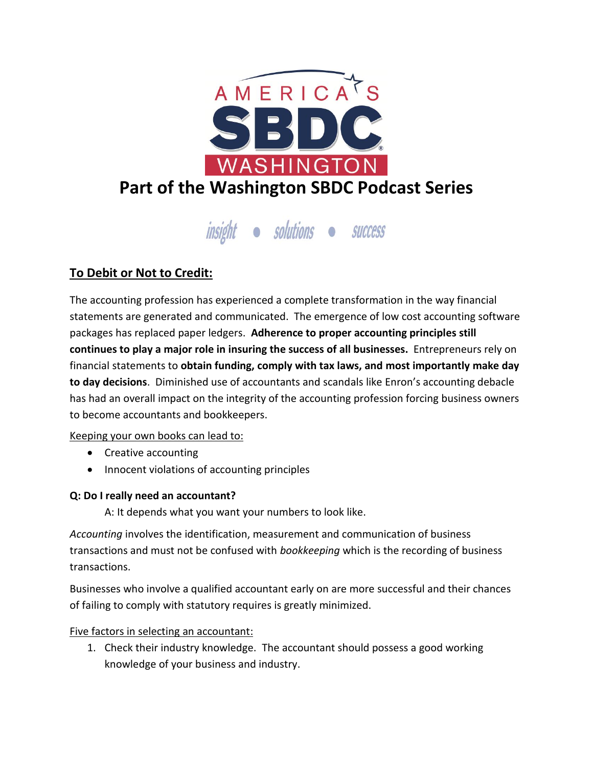AMERICA'S SBDC WASHINGTON

# Part of the Washington SBDC Podcast Series

*insight • solutions • success*

## To Debit or Not to Credit:

The accounting profession has experienced a complete transformation in the way financial statements are generated and communicated. The emergence of low cost accounting software packages has replaced paper ledgers. **Adherence to proper accounting principles still continues to play a major role in insuring the success of all businesses.** Entrepreneurs rely on financial statements to **obtain funding, comply with tax laws, and most importantly make day to day decisions**. Diminished use of accountants and scandals like Enron's accounting debacle has had an overall impact on the integrity of the accounting profession forcing business owners to become accountants and bookkeepers.

Keeping your own books can lead to:

- Creative accounting
- Innocent violations of accounting principles

**Q: Do I really need an accountant?**

A: It depends what you want your numbers to look like.

*Accounting* involves the identification, measurement and communication of business transactions and must not be confused with *bookkeeping* which is the recording of business transactions.

Businesses who involve a qualified accountant early on are more successful and their chances of failing to comply with statutory requires is greatly minimized.

Five factors in selecting an accountant:

1. Check their industry knowledge. The accountant should possess a good working knowledge of your business and industry.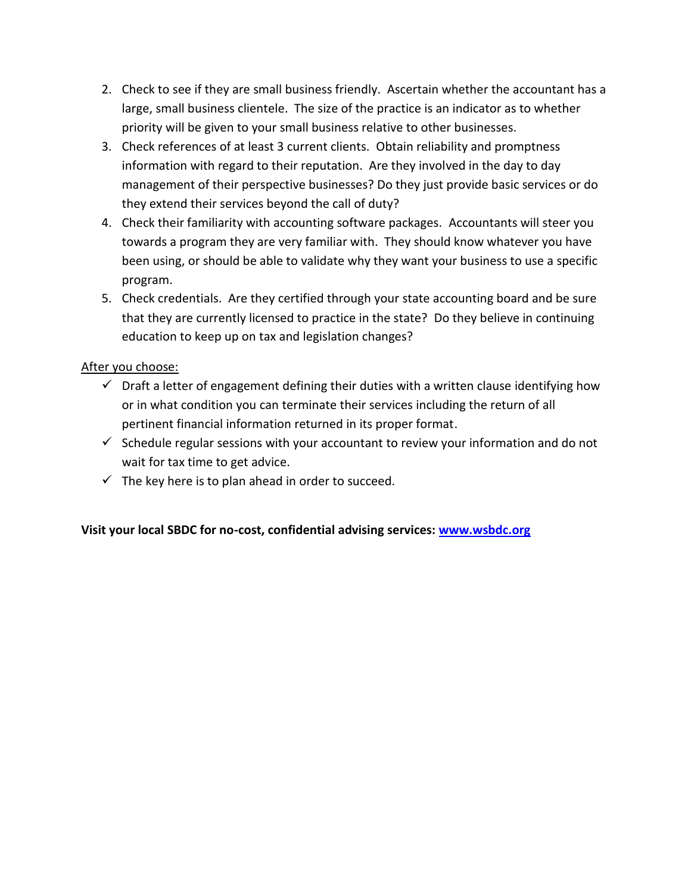2. Check to see if they are small business friendly.  Ascertain whether the accountant has a large, small business clientele.  The size of the practice is an indicator as to whether priority will be given to your small business relative to other businesses.
3. Check references of at least 3 current clients.  Obtain reliability and promptness information with regard to their reputation.  Are they involved in the day to day management of their perspective businesses? Do they just provide basic services or do they extend their services beyond the call of duty?
4. Check their familiarity with accounting software packages.  Accountants will steer you towards a program they are very familiar with.  They should know whatever you have been using, or should be able to validate why they want your business to use a specific program.
5. Check credentials.  Are they certified through your state accounting board and be sure that they are currently licensed to practice in the state?  Do they believe in continuing education to keep up on tax and legislation changes?

<u>After you choose:</u>

- ✓ Draft a letter of engagement defining their duties with a written clause identifying how or in what condition you can terminate their services including the return of all pertinent financial information returned in its proper format.
- ✓ Schedule regular sessions with your accountant to review your information and do not wait for tax time to get advice.
- ✓ The key here is to plan ahead in order to succeed.

**Visit your local SBDC for no-cost, confidential advising services: [www.wsbdc.org](http://www.wsbdc.org)**